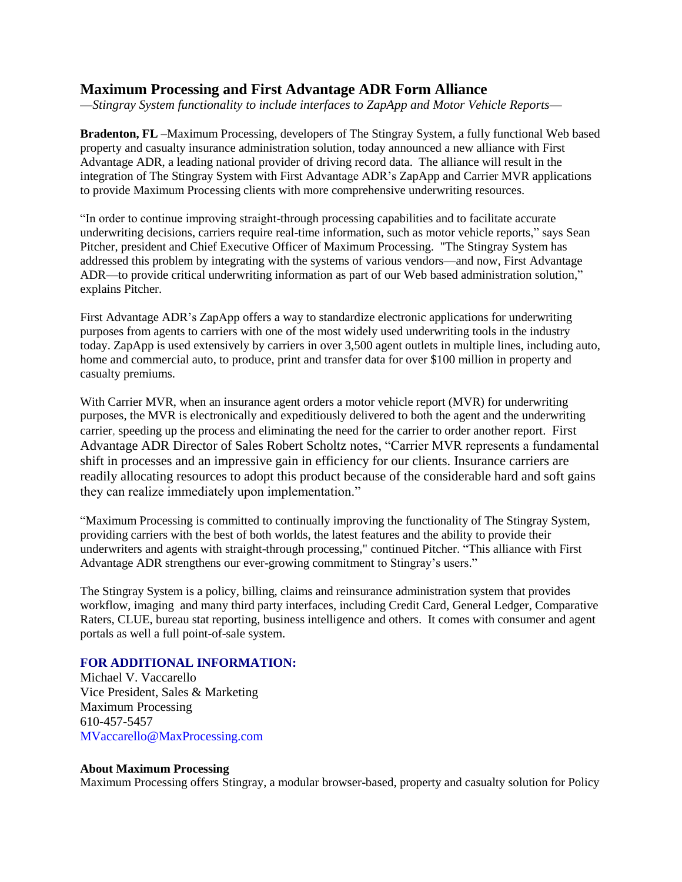# Maximum Processing and First Advantage ADR Form Alliance

*—Stingray System functionality to include interfaces to ZapApp and Motor Vehicle Reports—*

**Bradenton, FL –**Maximum Processing, developers of The Stingray System, a fully functional Web based property and casualty insurance administration solution, today announced a new alliance with First Advantage ADR, a leading national provider of driving record data. The alliance will result in the integration of The Stingray System with First Advantage ADR's ZapApp and Carrier MVR applications to provide Maximum Processing clients with more comprehensive underwriting resources.

"In order to continue improving straight-through processing capabilities and to facilitate accurate underwriting decisions, carriers require real-time information, such as motor vehicle reports," says Sean Pitcher, president and Chief Executive Officer of Maximum Processing. "The Stingray System has addressed this problem by integrating with the systems of various vendors—and now, First Advantage ADR—to provide critical underwriting information as part of our Web based administration solution," explains Pitcher.

First Advantage ADR's ZapApp offers a way to standardize electronic applications for underwriting purposes from agents to carriers with one of the most widely used underwriting tools in the industry today. ZapApp is used extensively by carriers in over 3,500 agent outlets in multiple lines, including auto, home and commercial auto, to produce, print and transfer data for over $100 million in property and casualty premiums.

With Carrier MVR, when an insurance agent orders a motor vehicle report (MVR) for underwriting purposes, the MVR is electronically and expeditiously delivered to both the agent and the underwriting carrier, speeding up the process and eliminating the need for the carrier to order another report. First Advantage ADR Director of Sales Robert Scholtz notes, "Carrier MVR represents a fundamental shift in processes and an impressive gain in efficiency for our clients. Insurance carriers are readily allocating resources to adopt this product because of the considerable hard and soft gains they can realize immediately upon implementation."

"Maximum Processing is committed to continually improving the functionality of The Stingray System, providing carriers with the best of both worlds, the latest features and the ability to provide their underwriters and agents with straight-through processing," continued Pitcher. "This alliance with First Advantage ADR strengthens our ever-growing commitment to Stingray's users."

The Stingray System is a policy, billing, claims and reinsurance administration system that provides workflow, imaging and many third party interfaces, including Credit Card, General Ledger, Comparative Raters, CLUE, bureau stat reporting, business intelligence and others. It comes with consumer and agent portals as well a full point-of-sale system.

**FOR ADDITIONAL INFORMATION:**

Michael V. Vaccarello
Vice President, Sales & Marketing
Maximum Processing
610-457-5457
MVaccarello@MaxProcessing.com

**About Maximum Processing**

Maximum Processing offers Stingray, a modular browser-based, property and casualty solution for Policy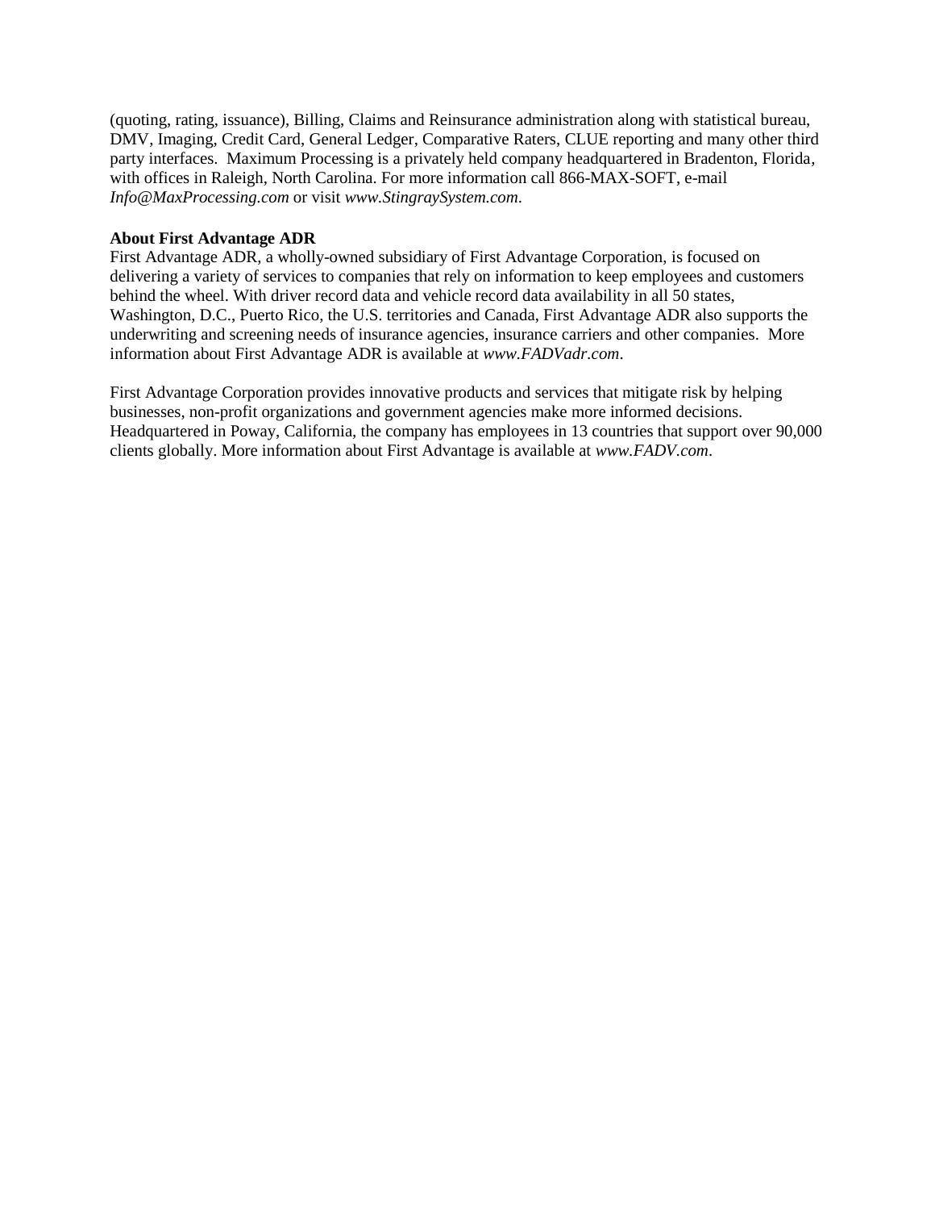(quoting, rating, issuance), Billing, Claims and Reinsurance administration along with statistical bureau, DMV, Imaging, Credit Card, General Ledger, Comparative Raters, CLUE reporting and many other third party interfaces. Maximum Processing is a privately held company headquartered in Bradenton, Florida, with offices in Raleigh, North Carolina. For more information call 866-MAX-SOFT, e-mail *Info@MaxProcessing.com* or visit *www.StingraySystem.com*.

**About First Advantage ADR**

First Advantage ADR, a wholly-owned subsidiary of First Advantage Corporation, is focused on delivering a variety of services to companies that rely on information to keep employees and customers behind the wheel. With driver record data and vehicle record data availability in all 50 states, Washington, D.C., Puerto Rico, the U.S. territories and Canada, First Advantage ADR also supports the underwriting and screening needs of insurance agencies, insurance carriers and other companies. More information about First Advantage ADR is available at *www.FADVadr.com*.

First Advantage Corporation provides innovative products and services that mitigate risk by helping businesses, non-profit organizations and government agencies make more informed decisions. Headquartered in Poway, California, the company has employees in 13 countries that support over 90,000 clients globally. More information about First Advantage is available at *www.FADV.com*.